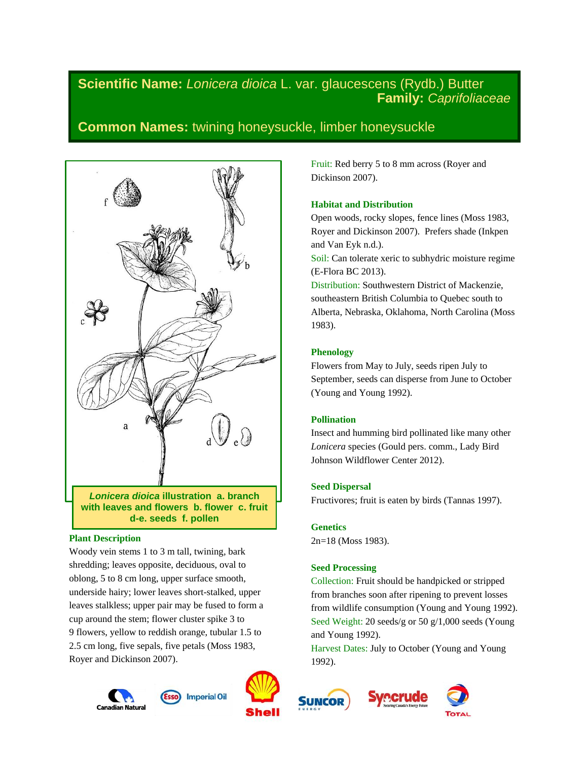**Scientific Name:** *Lonicera dioica* L. var. glaucescens (Rydb.) Butter
**Family:** *Caprifoliaceae*

**Common Names:** twining honeysuckle, limber honeysuckle

***Lonicera dioica*** **illustration a. branch with leaves and flowers b. flower c. fruit d-e. seeds f. pollen**

### Plant Description

Woody vein stems 1 to 3 m tall, twining, bark shredding; leaves opposite, deciduous, oval to oblong, 5 to 8 cm long, upper surface smooth, underside hairy; lower leaves short-stalked, upper leaves stalkless; upper pair may be fused to form a cup around the stem; flower cluster spike 3 to 9 flowers, yellow to reddish orange, tubular 1.5 to 2.5 cm long, five sepals, five petals (Moss 1983, Royer and Dickinson 2007).

Fruit: Red berry 5 to 8 mm across (Royer and Dickinson 2007).

### Habitat and Distribution

Open woods, rocky slopes, fence lines (Moss 1983, Royer and Dickinson 2007). Prefers shade (Inkpen and Van Eyk n.d.).

Soil: Can tolerate xeric to subhydric moisture regime (E-Flora BC 2013).

Distribution: Southwestern District of Mackenzie, southeastern British Columbia to Quebec south to Alberta, Nebraska, Oklahoma, North Carolina (Moss 1983).

### Phenology

Flowers from May to July, seeds ripen July to September, seeds can disperse from June to October (Young and Young 1992).

### Pollination

Insect and humming bird pollinated like many other *Lonicera* species (Gould pers. comm., Lady Bird Johnson Wildflower Center 2012).

### Seed Dispersal

Fructivores; fruit is eaten by birds (Tannas 1997).

### Genetics

2n=18 (Moss 1983).

### Seed Processing

Collection: Fruit should be handpicked or stripped from branches soon after ripening to prevent losses from wildlife consumption (Young and Young 1992).

Seed Weight: 20 seeds/g or 50 g/1,000 seeds (Young and Young 1992).

Harvest Dates: July to October (Young and Young 1992).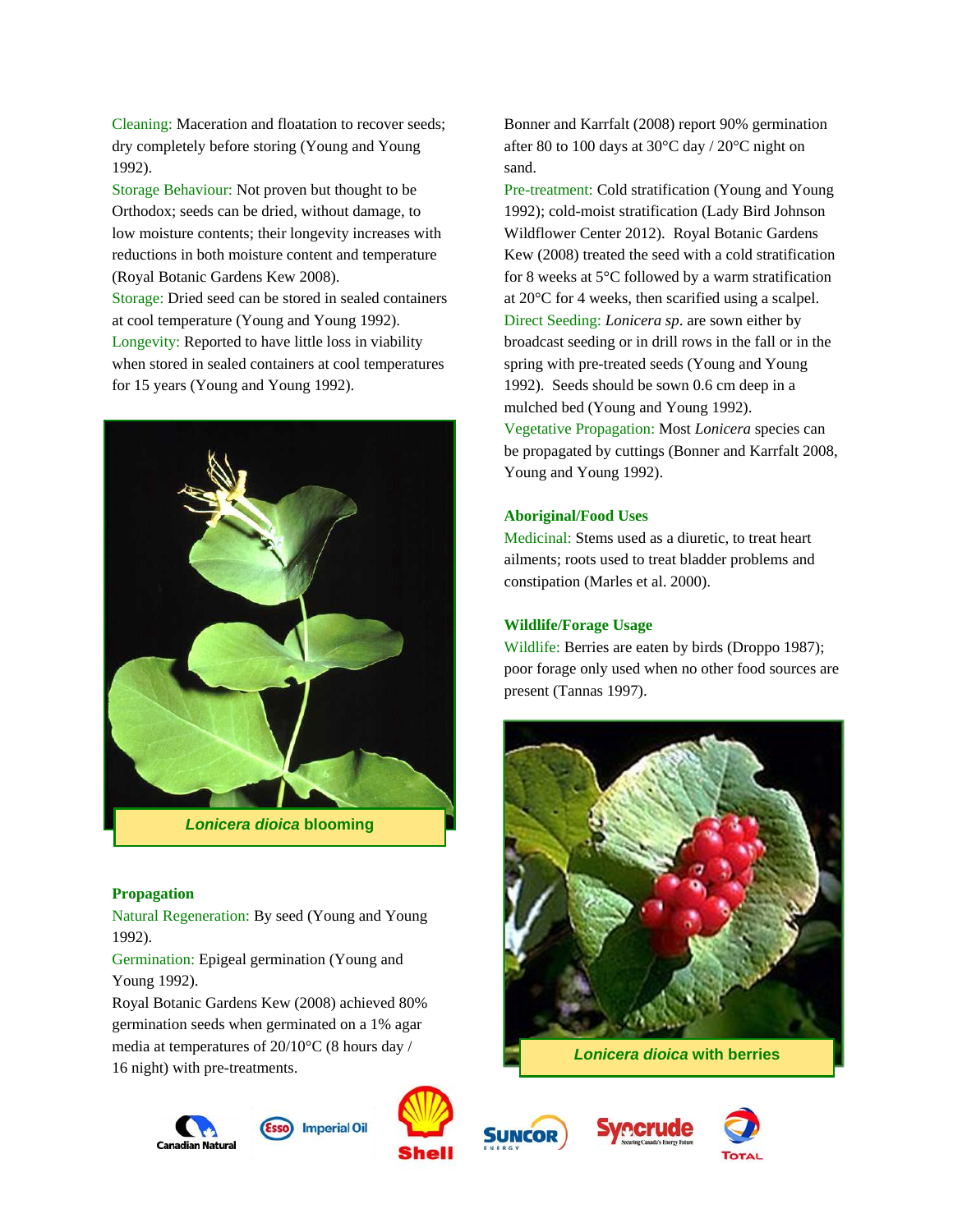Cleaning: Maceration and floatation to recover seeds; dry completely before storing (Young and Young 1992).

Storage Behaviour: Not proven but thought to be Orthodox; seeds can be dried, without damage, to low moisture contents; their longevity increases with reductions in both moisture content and temperature (Royal Botanic Gardens Kew 2008).

Storage: Dried seed can be stored in sealed containers at cool temperature (Young and Young 1992).

Longevity: Reported to have little loss in viability when stored in sealed containers at cool temperatures for 15 years (Young and Young 1992).

***Lonicera dioica* blooming**

### Propagation

Natural Regeneration: By seed (Young and Young 1992).

Germination: Epigeal germination (Young and Young 1992).

Royal Botanic Gardens Kew (2008) achieved 80% germination seeds when germinated on a 1% agar media at temperatures of 20/10°C (8 hours day / 16 night) with pre-treatments.

Bonner and Karrfalt (2008) report 90% germination after 80 to 100 days at 30°C day / 20°C night on sand.

Pre-treatment: Cold stratification (Young and Young 1992); cold-moist stratification (Lady Bird Johnson Wildflower Center 2012). Royal Botanic Gardens Kew (2008) treated the seed with a cold stratification for 8 weeks at 5°C followed by a warm stratification at 20°C for 4 weeks, then scarified using a scalpel.

Direct Seeding: *Lonicera sp*. are sown either by broadcast seeding or in drill rows in the fall or in the spring with pre-treated seeds (Young and Young 1992). Seeds should be sown 0.6 cm deep in a mulched bed (Young and Young 1992).

Vegetative Propagation: Most *Lonicera* species can be propagated by cuttings (Bonner and Karrfalt 2008, Young and Young 1992).

### Aboriginal/Food Uses

Medicinal: Stems used as a diuretic, to treat heart ailments; roots used to treat bladder problems and constipation (Marles et al. 2000).

### Wildlife/Forage Usage

Wildlife: Berries are eaten by birds (Droppo 1987); poor forage only used when no other food sources are present (Tannas 1997).

***Lonicera dioica* with berries**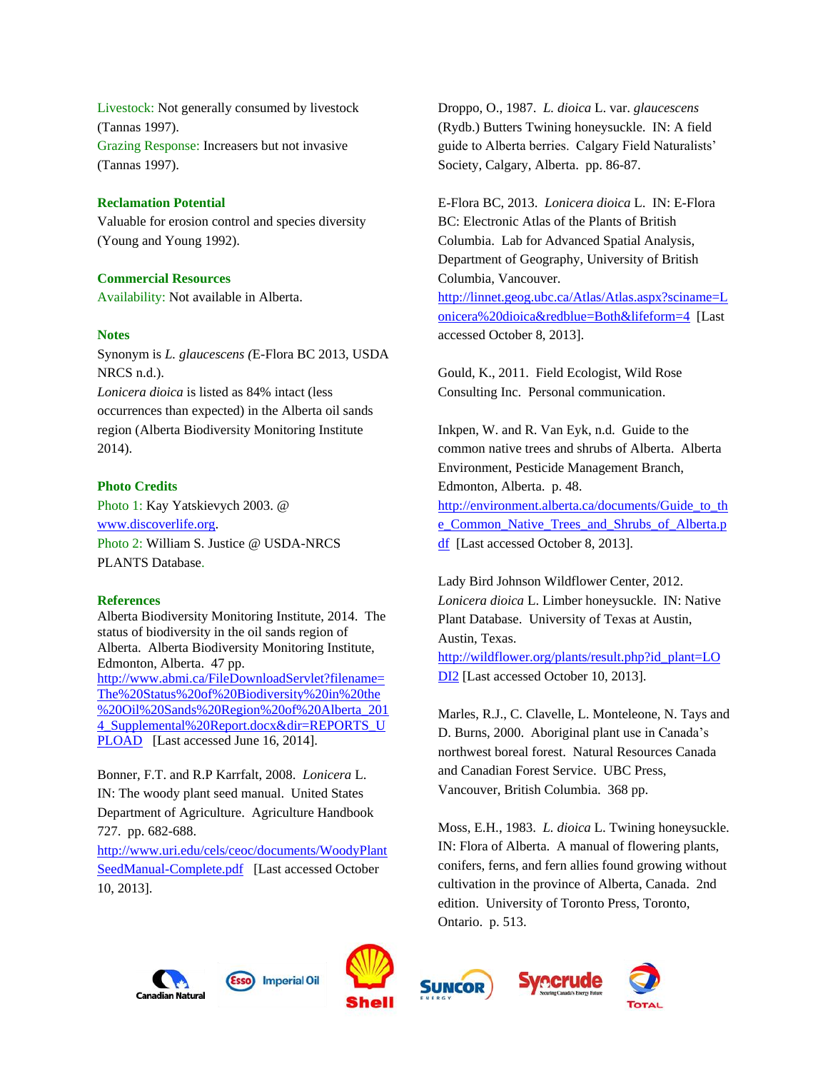Livestock: Not generally consumed by livestock (Tannas 1997).
Grazing Response: Increasers but not invasive (Tannas 1997).

### Reclamation Potential

Valuable for erosion control and species diversity (Young and Young 1992).

### Commercial Resources

Availability: Not available in Alberta.

### Notes

Synonym is *L. glaucescens* (E-Flora BC 2013, USDA NRCS n.d.).
*Lonicera dioica* is listed as 84% intact (less occurrences than expected) in the Alberta oil sands region (Alberta Biodiversity Monitoring Institute 2014).

### Photo Credits

Photo 1: Kay Yatskievych 2003. @ www.discoverlife.org.
Photo 2: William S. Justice @ USDA-NRCS PLANTS Database.

### References

Alberta Biodiversity Monitoring Institute, 2014. The status of biodiversity in the oil sands region of Alberta. Alberta Biodiversity Monitoring Institute, Edmonton, Alberta. 47 pp. http://www.abmi.ca/FileDownloadServlet?filename=The%20Status%20of%20Biodiversity%20in%20the%20Oil%20Sands%20Region%20of%20Alberta_2014_Supplemental%20Report.docx&dir=REPORTS_UPLOAD [Last accessed June 16, 2014].

Bonner, F.T. and R.P Karrfalt, 2008. *Lonicera* L. IN: The woody plant seed manual. United States Department of Agriculture. Agriculture Handbook 727. pp. 682-688. http://www.uri.edu/cels/ceoc/documents/WoodyPlantSeedManual-Complete.pdf [Last accessed October 10, 2013].

Droppo, O., 1987. *L. dioica* L. var. *glaucescens* (Rydb.) Butters Twining honeysuckle. IN: A field guide to Alberta berries. Calgary Field Naturalists' Society, Calgary, Alberta. pp. 86-87.

E-Flora BC, 2013. *Lonicera dioica* L. IN: E-Flora BC: Electronic Atlas of the Plants of British Columbia. Lab for Advanced Spatial Analysis, Department of Geography, University of British Columbia, Vancouver. http://linnet.geog.ubc.ca/Atlas/Atlas.aspx?sciname=Lonicera%20dioica&redblue=Both&lifeform=4 [Last accessed October 8, 2013].

Gould, K., 2011. Field Ecologist, Wild Rose Consulting Inc. Personal communication.

Inkpen, W. and R. Van Eyk, n.d. Guide to the common native trees and shrubs of Alberta. Alberta Environment, Pesticide Management Branch, Edmonton, Alberta. p. 48. http://environment.alberta.ca/documents/Guide_to_the_Common_Native_Trees_and_Shrubs_of_Alberta.pdf [Last accessed October 8, 2013].

Lady Bird Johnson Wildflower Center, 2012. *Lonicera dioica* L. Limber honeysuckle. IN: Native Plant Database. University of Texas at Austin, Austin, Texas. http://wildflower.org/plants/result.php?id_plant=LODI2 [Last accessed October 10, 2013].

Marles, R.J., C. Clavelle, L. Monteleone, N. Tays and D. Burns, 2000. Aboriginal plant use in Canada's northwest boreal forest. Natural Resources Canada and Canadian Forest Service. UBC Press, Vancouver, British Columbia. 368 pp.

Moss, E.H., 1983. *L. dioica* L. Twining honeysuckle. IN: Flora of Alberta. A manual of flowering plants, conifers, ferns, and fern allies found growing without cultivation in the province of Alberta, Canada. 2nd edition. University of Toronto Press, Toronto, Ontario. p. 513.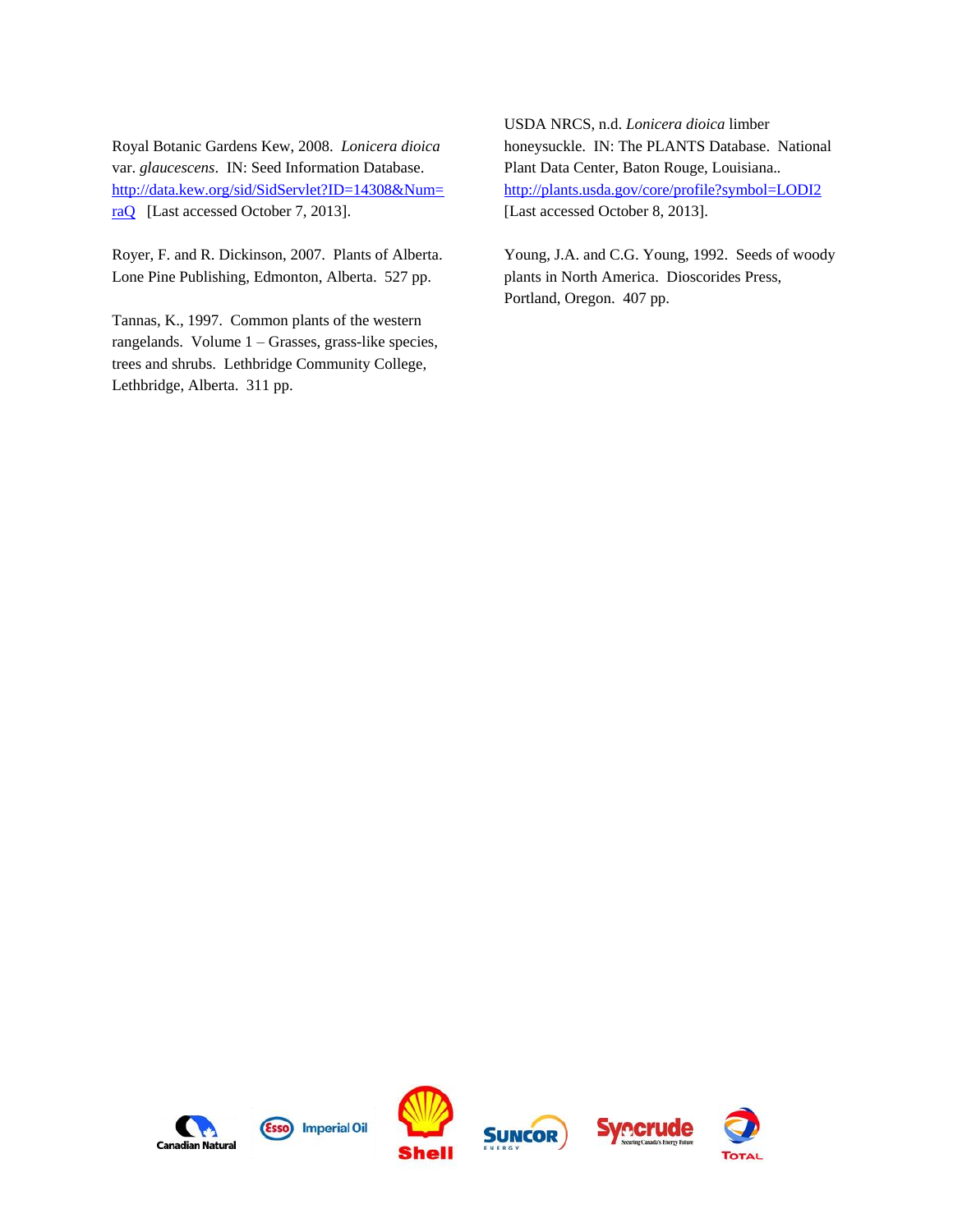Royal Botanic Gardens Kew, 2008. *Lonicera dioica* var. *glaucescens*. IN: Seed Information Database. http://data.kew.org/sid/SidServlet?ID=14308&Num=raQ [Last accessed October 7, 2013].

Royer, F. and R. Dickinson, 2007. Plants of Alberta. Lone Pine Publishing, Edmonton, Alberta. 527 pp.

Tannas, K., 1997. Common plants of the western rangelands. Volume 1 – Grasses, grass-like species, trees and shrubs. Lethbridge Community College, Lethbridge, Alberta. 311 pp.

USDA NRCS, n.d. *Lonicera dioica* limber honeysuckle. IN: The PLANTS Database. National Plant Data Center, Baton Rouge, Louisiana.. http://plants.usda.gov/core/profile?symbol=LODI2 [Last accessed October 8, 2013].

Young, J.A. and C.G. Young, 1992. Seeds of woody plants in North America. Dioscorides Press, Portland, Oregon. 407 pp.